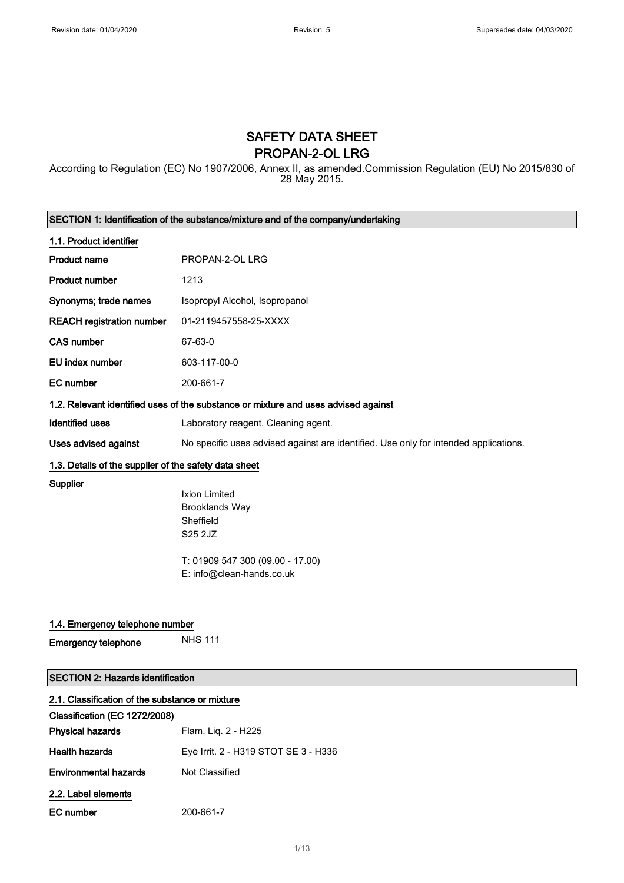# SAFETY DATA SHEET
# PROPAN-2-OL LRG

According to Regulation (EC) No 1907/2006, Annex II, as amended.Commission Regulation (EU) No 2015/830 of 28 May 2015.

## SECTION 1: Identification of the substance/mixture and of the company/undertaking

### 1.1. Product identifier

| | |
|---|---|
| **Product name** | PROPAN-2-OL LRG |
| **Product number** | 1213 |
| **Synonyms; trade names** | Isopropyl Alcohol, Isopropanol |
| **REACH registration number** | 01-2119457558-25-XXXX |
| **CAS number** | 67-63-0 |
| **EU index number** | 603-117-00-0 |
| **EC number** | 200-661-7 |

### 1.2. Relevant identified uses of the substance or mixture and uses advised against

| | |
|---|---|
| **Identified uses** | Laboratory reagent. Cleaning agent. |
| **Uses advised against** | No specific uses advised against are identified. Use only for intended applications. |

### 1.3. Details of the supplier of the safety data sheet

**Supplier**

Ixion Limited
Brooklands Way
Sheffield
S25 2JZ

T: 01909 547 300 (09.00 - 17.00)
E: info@clean-hands.co.uk

### 1.4. Emergency telephone number

**Emergency telephone** NHS 111

## SECTION 2: Hazards identification

### 2.1. Classification of the substance or mixture

**Classification (EC 1272/2008)**

| | |
|---|---|
| **Physical hazards** | Flam. Liq. 2 - H225 |
| **Health hazards** | Eye Irrit. 2 - H319 STOT SE 3 - H336 |
| **Environmental hazards** | Not Classified |

### 2.2. Label elements

**EC number** 200-661-7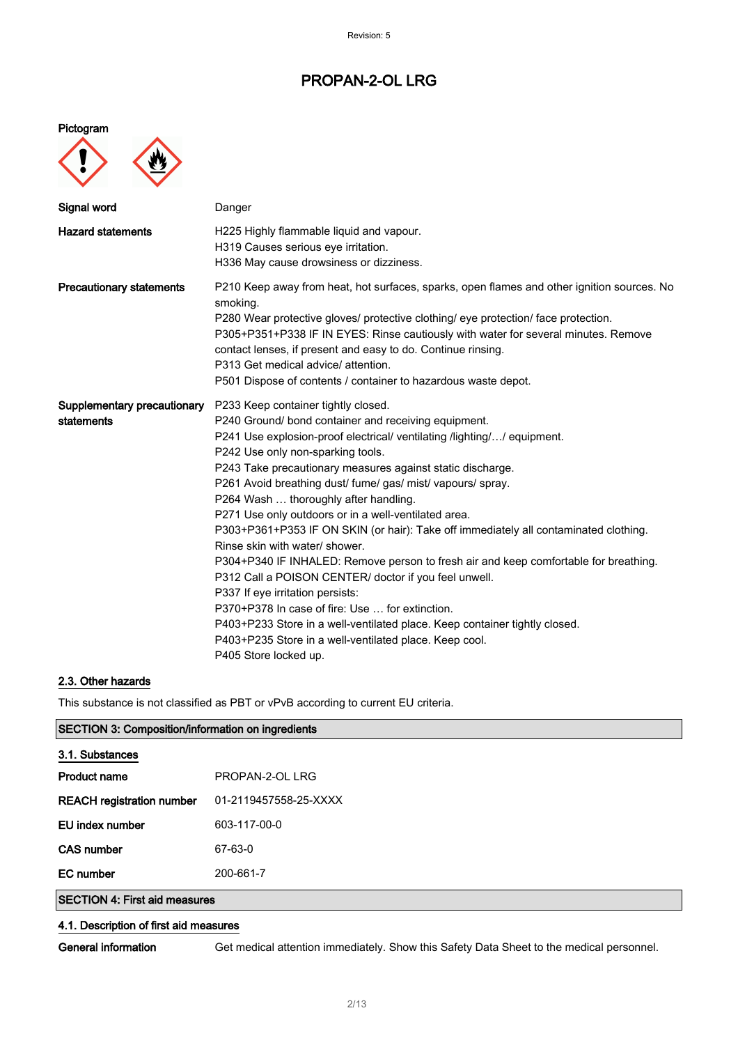# PROPAN-2-OL LRG

**Pictogram**

| | |
|---|---|
| **Signal word** | Danger |
| **Hazard statements** | H225 Highly flammable liquid and vapour.<br>H319 Causes serious eye irritation.<br>H336 May cause drowsiness or dizziness. |
| **Precautionary statements** | P210 Keep away from heat, hot surfaces, sparks, open flames and other ignition sources. No smoking.<br>P280 Wear protective gloves/ protective clothing/ eye protection/ face protection.<br>P305+P351+P338 IF IN EYES: Rinse cautiously with water for several minutes. Remove contact lenses, if present and easy to do. Continue rinsing.<br>P313 Get medical advice/ attention.<br>P501 Dispose of contents / container to hazardous waste depot. |
| **Supplementary precautionary statements** | P233 Keep container tightly closed.<br>P240 Ground/ bond container and receiving equipment.<br>P241 Use explosion-proof electrical/ ventilating /lighting/…/ equipment.<br>P242 Use only non-sparking tools.<br>P243 Take precautionary measures against static discharge.<br>P261 Avoid breathing dust/ fume/ gas/ mist/ vapours/ spray.<br>P264 Wash … thoroughly after handling.<br>P271 Use only outdoors or in a well-ventilated area.<br>P303+P361+P353 IF ON SKIN (or hair): Take off immediately all contaminated clothing. Rinse skin with water/ shower.<br>P304+P340 IF INHALED: Remove person to fresh air and keep comfortable for breathing.<br>P312 Call a POISON CENTER/ doctor if you feel unwell.<br>P337 If eye irritation persists:<br>P370+P378 In case of fire: Use … for extinction.<br>P403+P233 Store in a well-ventilated place. Keep container tightly closed.<br>P403+P235 Store in a well-ventilated place. Keep cool.<br>P405 Store locked up. |

### 2.3. Other hazards

This substance is not classified as PBT or vPvB according to current EU criteria.

## SECTION 3: Composition/information on ingredients

### 3.1. Substances

| | |
|---|---|
| **Product name** | PROPAN-2-OL LRG |
| **REACH registration number** | 01-2119457558-25-XXXX |
| **EU index number** | 603-117-00-0 |
| **CAS number** | 67-63-0 |
| **EC number** | 200-661-7 |

## SECTION 4: First aid measures

### 4.1. Description of first aid measures

**General information** Get medical attention immediately. Show this Safety Data Sheet to the medical personnel.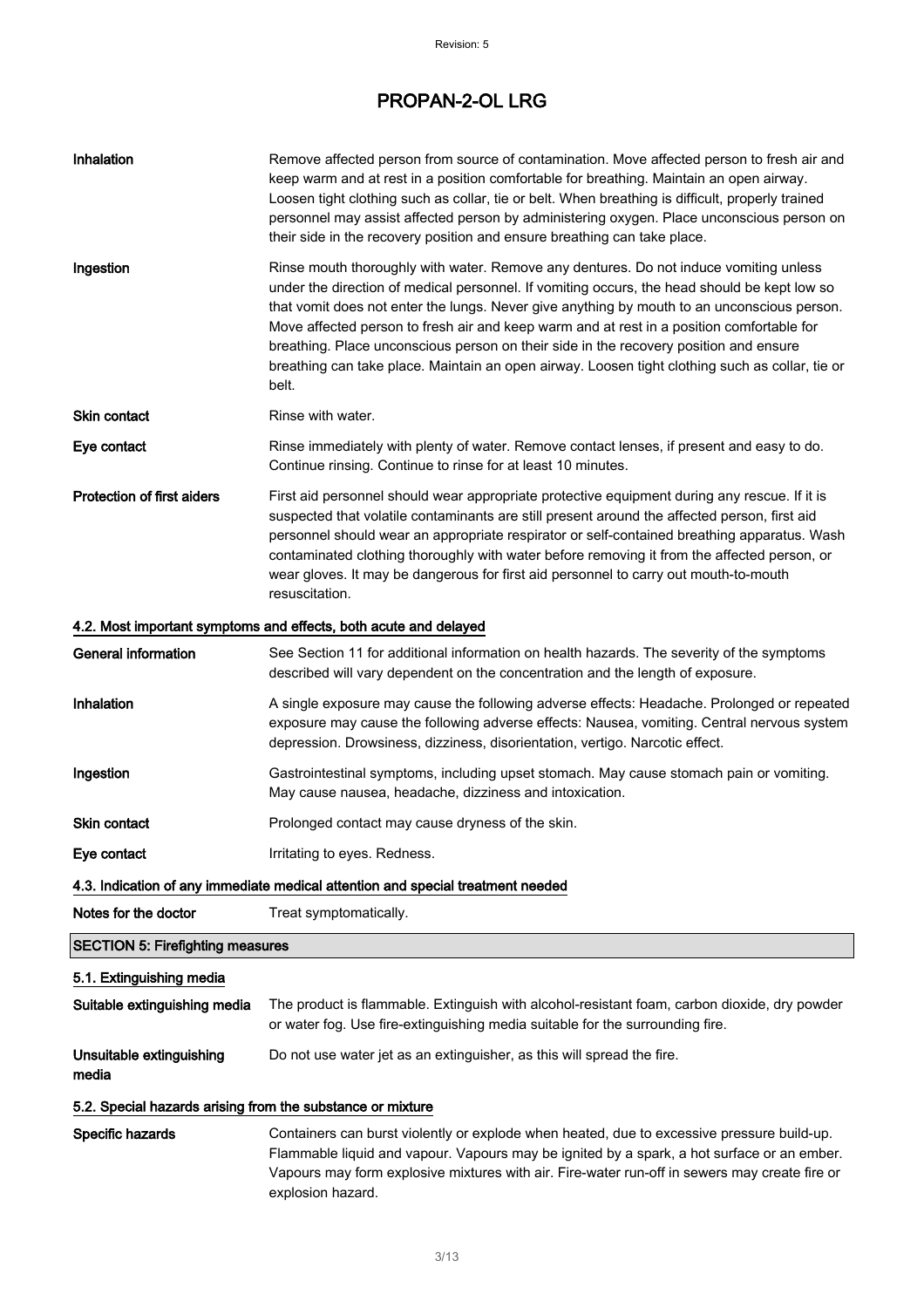| | |
|---|---|
| **Inhalation** | Remove affected person from source of contamination. Move affected person to fresh air and keep warm and at rest in a position comfortable for breathing. Maintain an open airway. Loosen tight clothing such as collar, tie or belt. When breathing is difficult, properly trained personnel may assist affected person by administering oxygen. Place unconscious person on their side in the recovery position and ensure breathing can take place. |
| **Ingestion** | Rinse mouth thoroughly with water. Remove any dentures. Do not induce vomiting unless under the direction of medical personnel. If vomiting occurs, the head should be kept low so that vomit does not enter the lungs. Never give anything by mouth to an unconscious person. Move affected person to fresh air and keep warm and at rest in a position comfortable for breathing. Place unconscious person on their side in the recovery position and ensure breathing can take place. Maintain an open airway. Loosen tight clothing such as collar, tie or belt. |
| **Skin contact** | Rinse with water. |
| **Eye contact** | Rinse immediately with plenty of water. Remove contact lenses, if present and easy to do. Continue rinsing. Continue to rinse for at least 10 minutes. |
| **Protection of first aiders** | First aid personnel should wear appropriate protective equipment during any rescue. If it is suspected that volatile contaminants are still present around the affected person, first aid personnel should wear an appropriate respirator or self-contained breathing apparatus. Wash contaminated clothing thoroughly with water before removing it from the affected person, or wear gloves. It may be dangerous for first aid personnel to carry out mouth-to-mouth resuscitation. |

### 4.2. Most important symptoms and effects, both acute and delayed

| | |
|---|---|
| **General information** | See Section 11 for additional information on health hazards. The severity of the symptoms described will vary dependent on the concentration and the length of exposure. |
| **Inhalation** | A single exposure may cause the following adverse effects: Headache. Prolonged or repeated exposure may cause the following adverse effects: Nausea, vomiting. Central nervous system depression. Drowsiness, dizziness, disorientation, vertigo. Narcotic effect. |
| **Ingestion** | Gastrointestinal symptoms, including upset stomach. May cause stomach pain or vomiting. May cause nausea, headache, dizziness and intoxication. |
| **Skin contact** | Prolonged contact may cause dryness of the skin. |
| **Eye contact** | Irritating to eyes. Redness. |

### 4.3. Indication of any immediate medical attention and special treatment needed

| | |
|---|---|
| **Notes for the doctor** | Treat symptomatically. |

## SECTION 5: Firefighting measures

### 5.1. Extinguishing media

| | |
|---|---|
| **Suitable extinguishing media** | The product is flammable. Extinguish with alcohol-resistant foam, carbon dioxide, dry powder or water fog. Use fire-extinguishing media suitable for the surrounding fire. |
| **Unsuitable extinguishing media** | Do not use water jet as an extinguisher, as this will spread the fire. |

### 5.2. Special hazards arising from the substance or mixture

| | |
|---|---|
| **Specific hazards** | Containers can burst violently or explode when heated, due to excessive pressure build-up. Flammable liquid and vapour. Vapours may be ignited by a spark, a hot surface or an ember. Vapours may form explosive mixtures with air. Fire-water run-off in sewers may create fire or explosion hazard. |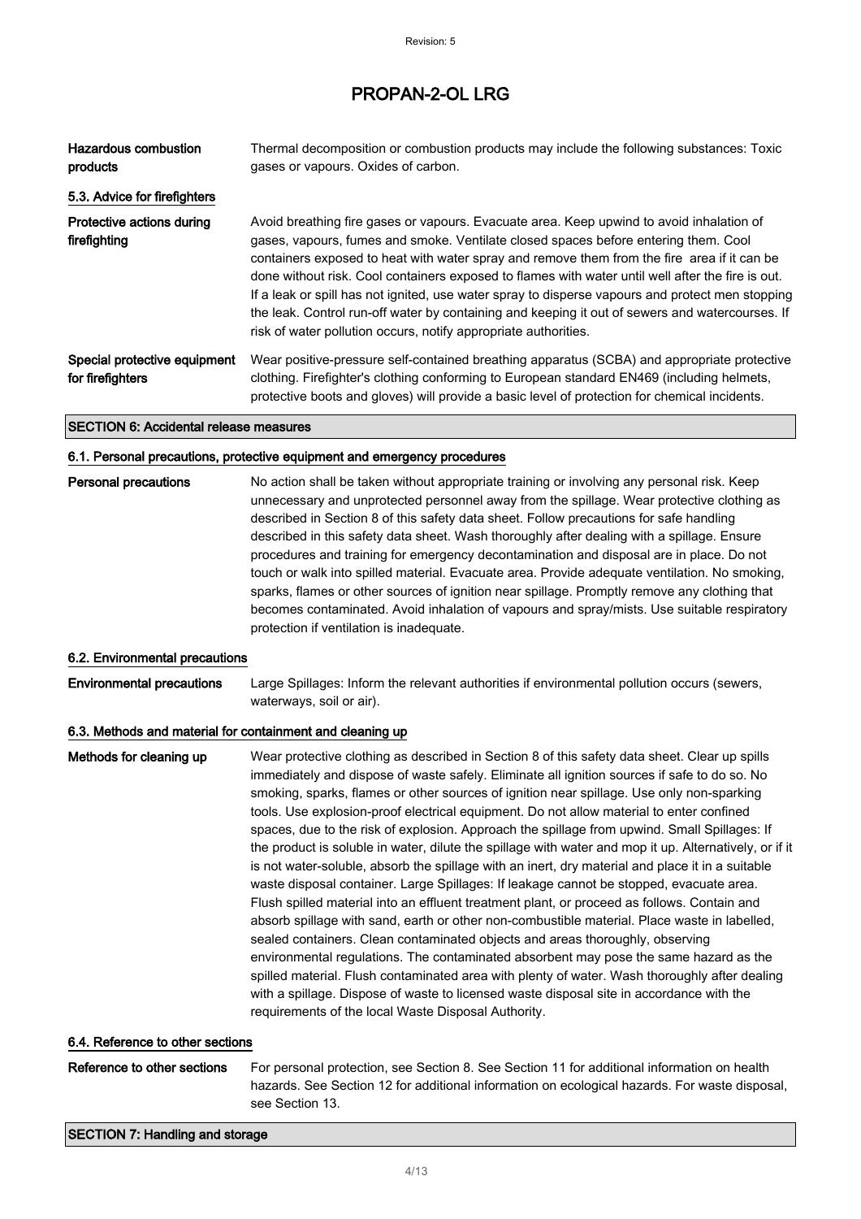| | |
|---|---|
| **Hazardous combustion products** | Thermal decomposition or combustion products may include the following substances: Toxic gases or vapours. Oxides of carbon. |

### 5.3. Advice for firefighters

| | |
|---|---|
| **Protective actions during firefighting** | Avoid breathing fire gases or vapours. Evacuate area. Keep upwind to avoid inhalation of gases, vapours, fumes and smoke. Ventilate closed spaces before entering them. Cool containers exposed to heat with water spray and remove them from the fire area if it can be done without risk. Cool containers exposed to flames with water until well after the fire is out. If a leak or spill has not ignited, use water spray to disperse vapours and protect men stopping the leak. Control run-off water by containing and keeping it out of sewers and watercourses. If risk of water pollution occurs, notify appropriate authorities. |
| **Special protective equipment for firefighters** | Wear positive-pressure self-contained breathing apparatus (SCBA) and appropriate protective clothing. Firefighter's clothing conforming to European standard EN469 (including helmets, protective boots and gloves) will provide a basic level of protection for chemical incidents. |

## SECTION 6: Accidental release measures

### 6.1. Personal precautions, protective equipment and emergency procedures

| | |
|---|---|
| **Personal precautions** | No action shall be taken without appropriate training or involving any personal risk. Keep unnecessary and unprotected personnel away from the spillage. Wear protective clothing as described in Section 8 of this safety data sheet. Follow precautions for safe handling described in this safety data sheet. Wash thoroughly after dealing with a spillage. Ensure procedures and training for emergency decontamination and disposal are in place. Do not touch or walk into spilled material. Evacuate area. Provide adequate ventilation. No smoking, sparks, flames or other sources of ignition near spillage. Promptly remove any clothing that becomes contaminated. Avoid inhalation of vapours and spray/mists. Use suitable respiratory protection if ventilation is inadequate. |

### 6.2. Environmental precautions

| | |
|---|---|
| **Environmental precautions** | Large Spillages: Inform the relevant authorities if environmental pollution occurs (sewers, waterways, soil or air). |

### 6.3. Methods and material for containment and cleaning up

| | |
|---|---|
| **Methods for cleaning up** | Wear protective clothing as described in Section 8 of this safety data sheet. Clear up spills immediately and dispose of waste safely. Eliminate all ignition sources if safe to do so. No smoking, sparks, flames or other sources of ignition near spillage. Use only non-sparking tools. Use explosion-proof electrical equipment. Do not allow material to enter confined spaces, due to the risk of explosion. Approach the spillage from upwind. Small Spillages: If the product is soluble in water, dilute the spillage with water and mop it up. Alternatively, or if it is not water-soluble, absorb the spillage with an inert, dry material and place it in a suitable waste disposal container. Large Spillages: If leakage cannot be stopped, evacuate area. Flush spilled material into an effluent treatment plant, or proceed as follows. Contain and absorb spillage with sand, earth or other non-combustible material. Place waste in labelled, sealed containers. Clean contaminated objects and areas thoroughly, observing environmental regulations. The contaminated absorbent may pose the same hazard as the spilled material. Flush contaminated area with plenty of water. Wash thoroughly after dealing with a spillage. Dispose of waste to licensed waste disposal site in accordance with the requirements of the local Waste Disposal Authority. |

### 6.4. Reference to other sections

| | |
|---|---|
| **Reference to other sections** | For personal protection, see Section 8. See Section 11 for additional information on health hazards. See Section 12 for additional information on ecological hazards. For waste disposal, see Section 13. |

## SECTION 7: Handling and storage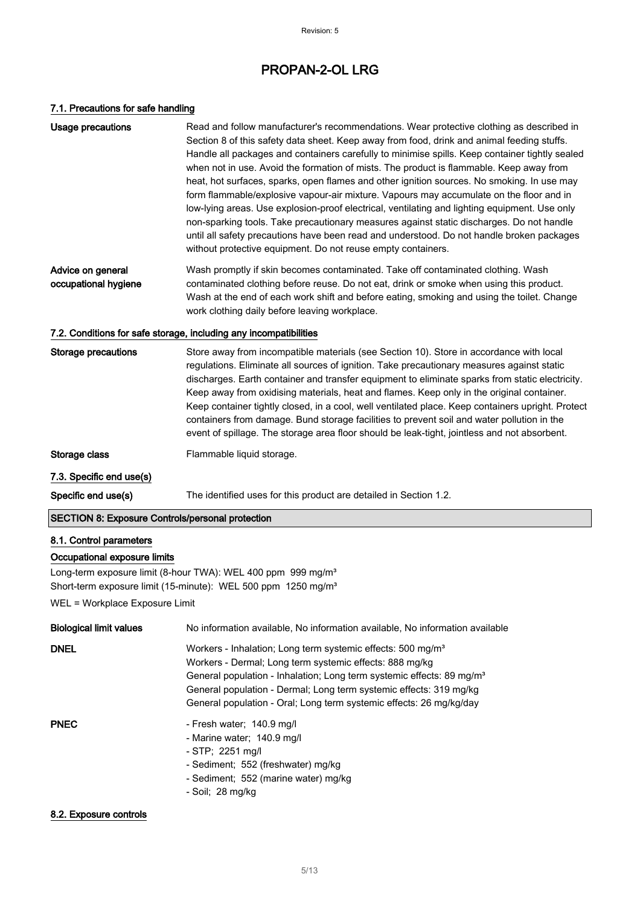# PROPAN-2-OL LRG

### 7.1. Precautions for safe handling

**Usage precautions**

Read and follow manufacturer's recommendations. Wear protective clothing as described in Section 8 of this safety data sheet. Keep away from food, drink and animal feeding stuffs. Handle all packages and containers carefully to minimise spills. Keep container tightly sealed when not in use. Avoid the formation of mists. The product is flammable. Keep away from heat, hot surfaces, sparks, open flames and other ignition sources. No smoking. In use may form flammable/explosive vapour-air mixture. Vapours may accumulate on the floor and in low-lying areas. Use explosion-proof electrical, ventilating and lighting equipment. Use only non-sparking tools. Take precautionary measures against static discharges. Do not handle until all safety precautions have been read and understood. Do not handle broken packages without protective equipment. Do not reuse empty containers.

**Advice on general occupational hygiene**

Wash promptly if skin becomes contaminated. Take off contaminated clothing. Wash contaminated clothing before reuse. Do not eat, drink or smoke when using this product. Wash at the end of each work shift and before eating, smoking and using the toilet. Change work clothing daily before leaving workplace.

### 7.2. Conditions for safe storage, including any incompatibilities

**Storage precautions**

Store away from incompatible materials (see Section 10). Store in accordance with local regulations. Eliminate all sources of ignition. Take precautionary measures against static discharges. Earth container and transfer equipment to eliminate sparks from static electricity. Keep away from oxidising materials, heat and flames. Keep only in the original container. Keep container tightly closed, in a cool, well ventilated place. Keep containers upright. Protect containers from damage. Bund storage facilities to prevent soil and water pollution in the event of spillage. The storage area floor should be leak-tight, jointless and not absorbent.

**Storage class**

Flammable liquid storage.

### 7.3. Specific end use(s)

**Specific end use(s)**

The identified uses for this product are detailed in Section 1.2.

## SECTION 8: Exposure Controls/personal protection

### 8.1. Control parameters

**Occupational exposure limits**

Long-term exposure limit (8-hour TWA): WEL 400 ppm 999 mg/m³
Short-term exposure limit (15-minute): WEL 500 ppm 1250 mg/m³

WEL = Workplace Exposure Limit

**Biological limit values**

No information available, No information available, No information available

**DNEL**

Workers - Inhalation; Long term systemic effects: 500 mg/m³
Workers - Dermal; Long term systemic effects: 888 mg/kg
General population - Inhalation; Long term systemic effects: 89 mg/m³
General population - Dermal; Long term systemic effects: 319 mg/kg
General population - Oral; Long term systemic effects: 26 mg/kg/day

**PNEC**

- Fresh water; 140.9 mg/l
- Marine water; 140.9 mg/l
- STP; 2251 mg/l
- Sediment; 552 (freshwater) mg/kg
- Sediment; 552 (marine water) mg/kg
- Soil; 28 mg/kg

### 8.2. Exposure controls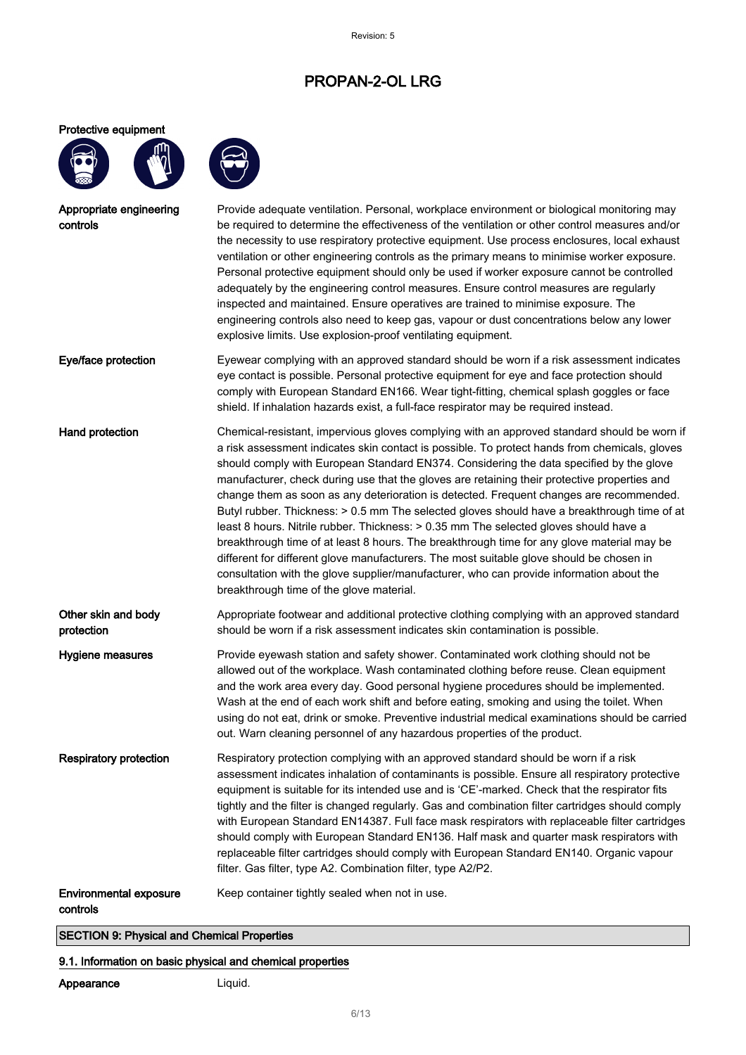Protective equipment

| | |
|---|---|
| **Appropriate engineering controls** | Provide adequate ventilation. Personal, workplace environment or biological monitoring may be required to determine the effectiveness of the ventilation or other control measures and/or the necessity to use respiratory protective equipment. Use process enclosures, local exhaust ventilation or other engineering controls as the primary means to minimise worker exposure. Personal protective equipment should only be used if worker exposure cannot be controlled adequately by the engineering control measures. Ensure control measures are regularly inspected and maintained. Ensure operatives are trained to minimise exposure. The engineering controls also need to keep gas, vapour or dust concentrations below any lower explosive limits. Use explosion-proof ventilating equipment. |
| **Eye/face protection** | Eyewear complying with an approved standard should be worn if a risk assessment indicates eye contact is possible. Personal protective equipment for eye and face protection should comply with European Standard EN166. Wear tight-fitting, chemical splash goggles or face shield. If inhalation hazards exist, a full-face respirator may be required instead. |
| **Hand protection** | Chemical-resistant, impervious gloves complying with an approved standard should be worn if a risk assessment indicates skin contact is possible. To protect hands from chemicals, gloves should comply with European Standard EN374. Considering the data specified by the glove manufacturer, check during use that the gloves are retaining their protective properties and change them as soon as any deterioration is detected. Frequent changes are recommended. Butyl rubber. Thickness: > 0.5 mm The selected gloves should have a breakthrough time of at least 8 hours. Nitrile rubber. Thickness: > 0.35 mm The selected gloves should have a breakthrough time of at least 8 hours. The breakthrough time for any glove material may be different for different glove manufacturers. The most suitable glove should be chosen in consultation with the glove supplier/manufacturer, who can provide information about the breakthrough time of the glove material. |
| **Other skin and body protection** | Appropriate footwear and additional protective clothing complying with an approved standard should be worn if a risk assessment indicates skin contamination is possible. |
| **Hygiene measures** | Provide eyewash station and safety shower. Contaminated work clothing should not be allowed out of the workplace. Wash contaminated clothing before reuse. Clean equipment and the work area every day. Good personal hygiene procedures should be implemented. Wash at the end of each work shift and before eating, smoking and using the toilet. When using do not eat, drink or smoke. Preventive industrial medical examinations should be carried out. Warn cleaning personnel of any hazardous properties of the product. |
| **Respiratory protection** | Respiratory protection complying with an approved standard should be worn if a risk assessment indicates inhalation of contaminants is possible. Ensure all respiratory protective equipment is suitable for its intended use and is 'CE'-marked. Check that the respirator fits tightly and the filter is changed regularly. Gas and combination filter cartridges should comply with European Standard EN14387. Full face mask respirators with replaceable filter cartridges should comply with European Standard EN136. Half mask and quarter mask respirators with replaceable filter cartridges should comply with European Standard EN140. Organic vapour filter. Gas filter, type A2. Combination filter, type A2/P2. |
| **Environmental exposure controls** | Keep container tightly sealed when not in use. |

## SECTION 9: Physical and Chemical Properties

### 9.1. Information on basic physical and chemical properties

| | |
|---|---|
| **Appearance** | Liquid. |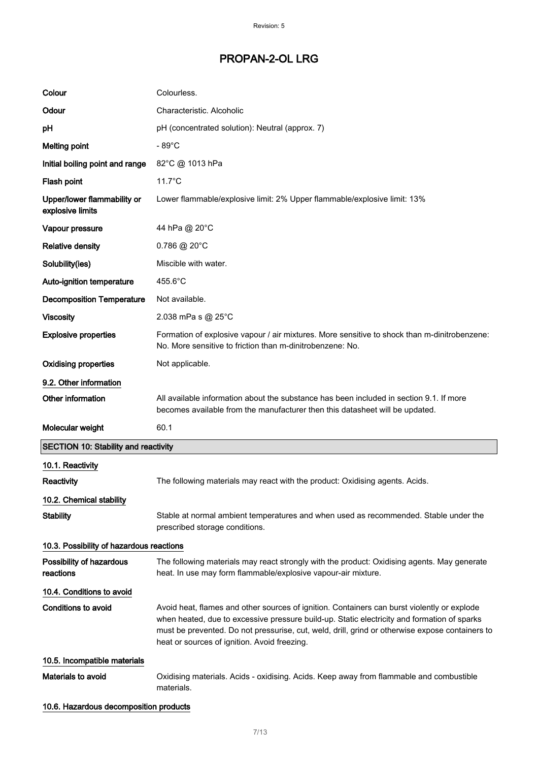| | |
|---|---|
| **Colour** | Colourless. |
| **Odour** | Characteristic. Alcoholic |
| **pH** | pH (concentrated solution): Neutral (approx. 7) |
| **Melting point** | - 89°C |
| **Initial boiling point and range** | 82°C @ 1013 hPa |
| **Flash point** | 11.7°C |
| **Upper/lower flammability or explosive limits** | Lower flammable/explosive limit: 2% Upper flammable/explosive limit: 13% |
| **Vapour pressure** | 44 hPa @ 20°C |
| **Relative density** | 0.786 @ 20°C |
| **Solubility(ies)** | Miscible with water. |
| **Auto-ignition temperature** | 455.6°C |
| **Decomposition Temperature** | Not available. |
| **Viscosity** | 2.038 mPa s @ 25°C |
| **Explosive properties** | Formation of explosive vapour / air mixtures. More sensitive to shock than m-dinitrobenzene: No. More sensitive to friction than m-dinitrobenzene: No. |
| **Oxidising properties** | Not applicable. |

### 9.2. Other information

| | |
|---|---|
| **Other information** | All available information about the substance has been included in section 9.1. If more becomes available from the manufacturer then this datasheet will be updated. |
| **Molecular weight** | 60.1 |

## SECTION 10: Stability and reactivity

### 10.1. Reactivity

| | |
|---|---|
| **Reactivity** | The following materials may react with the product: Oxidising agents. Acids. |

### 10.2. Chemical stability

| | |
|---|---|
| **Stability** | Stable at normal ambient temperatures and when used as recommended. Stable under the prescribed storage conditions. |

### 10.3. Possibility of hazardous reactions

| | |
|---|---|
| **Possibility of hazardous reactions** | The following materials may react strongly with the product: Oxidising agents. May generate heat. In use may form flammable/explosive vapour-air mixture. |

### 10.4. Conditions to avoid

| | |
|---|---|
| **Conditions to avoid** | Avoid heat, flames and other sources of ignition. Containers can burst violently or explode when heated, due to excessive pressure build-up. Static electricity and formation of sparks must be prevented. Do not pressurise, cut, weld, drill, grind or otherwise expose containers to heat or sources of ignition. Avoid freezing. |

### 10.5. Incompatible materials

| | |
|---|---|
| **Materials to avoid** | Oxidising materials. Acids - oxidising. Acids. Keep away from flammable and combustible materials. |

### 10.6. Hazardous decomposition products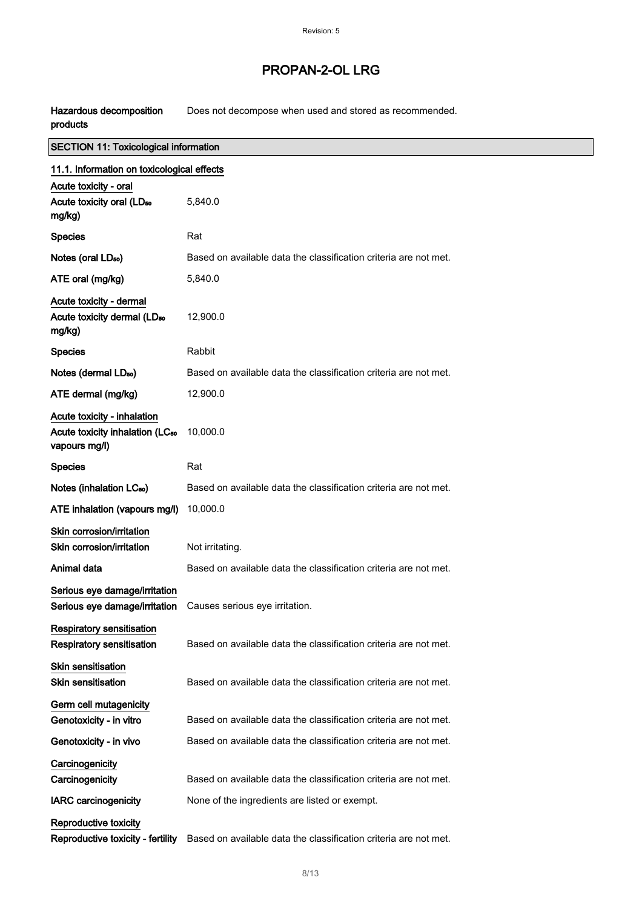| | |
|---|---|
| **Hazardous decomposition products** | Does not decompose when used and stored as recommended. |

## SECTION 11: Toxicological information

### 11.1. Information on toxicological effects

| | |
|---|---|
| Acute toxicity - oral | |
| **Acute toxicity oral ($LD_{50}$ mg/kg)** | 5,840.0 |
| **Species** | Rat |
| **Notes (oral $LD_{50}$)** | Based on available data the classification criteria are not met. |
| **ATE oral (mg/kg)** | 5,840.0 |
| Acute toxicity - dermal | |
| **Acute toxicity dermal ($LD_{50}$ mg/kg)** | 12,900.0 |
| **Species** | Rabbit |
| **Notes (dermal $LD_{50}$)** | Based on available data the classification criteria are not met. |
| **ATE dermal (mg/kg)** | 12,900.0 |
| Acute toxicity - inhalation | |
| **Acute toxicity inhalation ($LC_{50}$ vapours mg/l)** | 10,000.0 |
| **Species** | Rat |
| **Notes (inhalation $LC_{50}$)** | Based on available data the classification criteria are not met. |
| **ATE inhalation (vapours mg/l)** | 10,000.0 |
| Skin corrosion/irritation | |
| **Skin corrosion/irritation** | Not irritating. |
| **Animal data** | Based on available data the classification criteria are not met. |
| Serious eye damage/irritation | |
| **Serious eye damage/irritation** | Causes serious eye irritation. |
| Respiratory sensitisation | |
| **Respiratory sensitisation** | Based on available data the classification criteria are not met. |
| Skin sensitisation | |
| **Skin sensitisation** | Based on available data the classification criteria are not met. |
| Germ cell mutagenicity | |
| **Genotoxicity - in vitro** | Based on available data the classification criteria are not met. |
| **Genotoxicity - in vivo** | Based on available data the classification criteria are not met. |
| Carcinogenicity | |
| **Carcinogenicity** | Based on available data the classification criteria are not met. |
| **IARC carcinogenicity** | None of the ingredients are listed or exempt. |
| Reproductive toxicity | |
| **Reproductive toxicity - fertility** | Based on available data the classification criteria are not met. |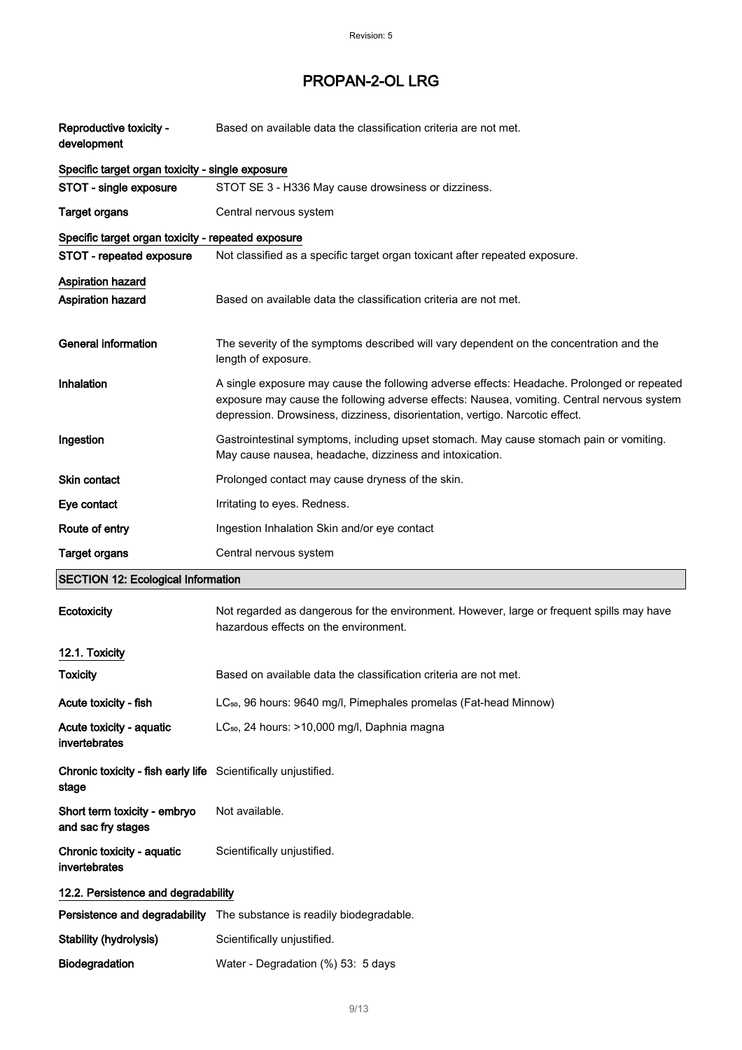| | |
|---|---|
| **Reproductive toxicity - development** | Based on available data the classification criteria are not met. |

**Specific target organ toxicity - single exposure**

| | |
|---|---|
| **STOT - single exposure** | STOT SE 3 - H336 May cause drowsiness or dizziness. |
| **Target organs** | Central nervous system |

**Specific target organ toxicity - repeated exposure**

| | |
|---|---|
| **STOT - repeated exposure** | Not classified as a specific target organ toxicant after repeated exposure. |

**Aspiration hazard**

| | |
|---|---|
| **Aspiration hazard** | Based on available data the classification criteria are not met. |

| | |
|---|---|
| **General information** | The severity of the symptoms described will vary dependent on the concentration and the length of exposure. |
| **Inhalation** | A single exposure may cause the following adverse effects: Headache. Prolonged or repeated exposure may cause the following adverse effects: Nausea, vomiting. Central nervous system depression. Drowsiness, dizziness, disorientation, vertigo. Narcotic effect. |
| **Ingestion** | Gastrointestinal symptoms, including upset stomach. May cause stomach pain or vomiting. May cause nausea, headache, dizziness and intoxication. |
| **Skin contact** | Prolonged contact may cause dryness of the skin. |
| **Eye contact** | Irritating to eyes. Redness. |
| **Route of entry** | Ingestion Inhalation Skin and/or eye contact |
| **Target organs** | Central nervous system |

## SECTION 12: Ecological Information

| | |
|---|---|
| **Ecotoxicity** | Not regarded as dangerous for the environment. However, large or frequent spills may have hazardous effects on the environment. |

**12.1. Toxicity**

| | |
|---|---|
| **Toxicity** | Based on available data the classification criteria are not met. |
| **Acute toxicity - fish** | $LC_{50}$, 96 hours: 9640 mg/l, Pimephales promelas (Fat-head Minnow) |
| **Acute toxicity - aquatic invertebrates** | $LC_{50}$, 24 hours: >10,000 mg/l, Daphnia magna |
| **Chronic toxicity - fish early life stage** | Scientifically unjustified. |
| **Short term toxicity - embryo and sac fry stages** | Not available. |
| **Chronic toxicity - aquatic invertebrates** | Scientifically unjustified. |

**12.2. Persistence and degradability**

| | |
|---|---|
| **Persistence and degradability** | The substance is readily biodegradable. |
| **Stability (hydrolysis)** | Scientifically unjustified. |
| **Biodegradation** | Water - Degradation (%) 53: 5 days |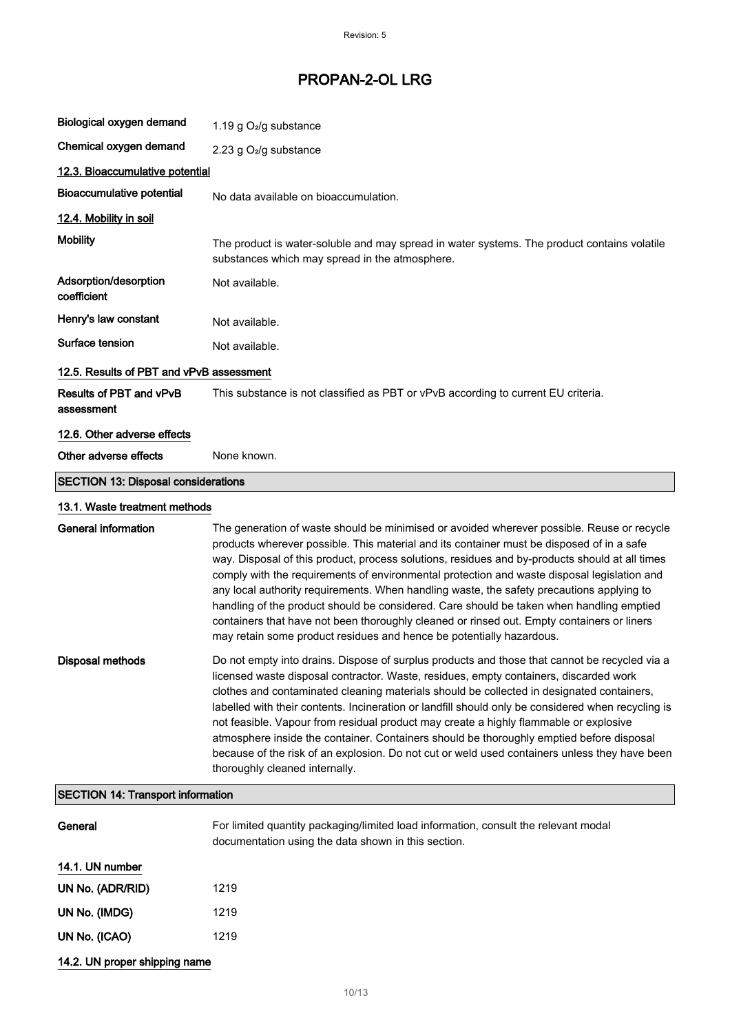| | |
|---|---|
| Biological oxygen demand | 1.19 g $O_2$/g substance |
| Chemical oxygen demand | 2.23 g $O_2$/g substance |

### 12.3. Bioaccumulative potential

| | |
|---|---|
| Bioaccumulative potential | No data available on bioaccumulation. |

### 12.4. Mobility in soil

| | |
|---|---|
| Mobility | The product is water-soluble and may spread in water systems. The product contains volatile substances which may spread in the atmosphere. |
| Adsorption/desorption coefficient | Not available. |
| Henry's law constant | Not available. |
| Surface tension | Not available. |

### 12.5. Results of PBT and vPvB assessment

| | |
|---|---|
| Results of PBT and vPvB assessment | This substance is not classified as PBT or vPvB according to current EU criteria. |

### 12.6. Other adverse effects

| | |
|---|---|
| Other adverse effects | None known. |

## SECTION 13: Disposal considerations

### 13.1. Waste treatment methods

| | |
|---|---|
| General information | The generation of waste should be minimised or avoided wherever possible. Reuse or recycle products wherever possible. This material and its container must be disposed of in a safe way. Disposal of this product, process solutions, residues and by-products should at all times comply with the requirements of environmental protection and waste disposal legislation and any local authority requirements. When handling waste, the safety precautions applying to handling of the product should be considered. Care should be taken when handling emptied containers that have not been thoroughly cleaned or rinsed out. Empty containers or liners may retain some product residues and hence be potentially hazardous. |
| Disposal methods | Do not empty into drains. Dispose of surplus products and those that cannot be recycled via a licensed waste disposal contractor. Waste, residues, empty containers, discarded work clothes and contaminated cleaning materials should be collected in designated containers, labelled with their contents. Incineration or landfill should only be considered when recycling is not feasible. Vapour from residual product may create a highly flammable or explosive atmosphere inside the container. Containers should be thoroughly emptied before disposal because of the risk of an explosion. Do not cut or weld used containers unless they have been thoroughly cleaned internally. |

## SECTION 14: Transport information

| | |
|---|---|
| General | For limited quantity packaging/limited load information, consult the relevant modal documentation using the data shown in this section. |

### 14.1. UN number

| | |
|---|---|
| UN No. (ADR/RID) | 1219 |
| UN No. (IMDG) | 1219 |
| UN No. (ICAO) | 1219 |

### 14.2. UN proper shipping name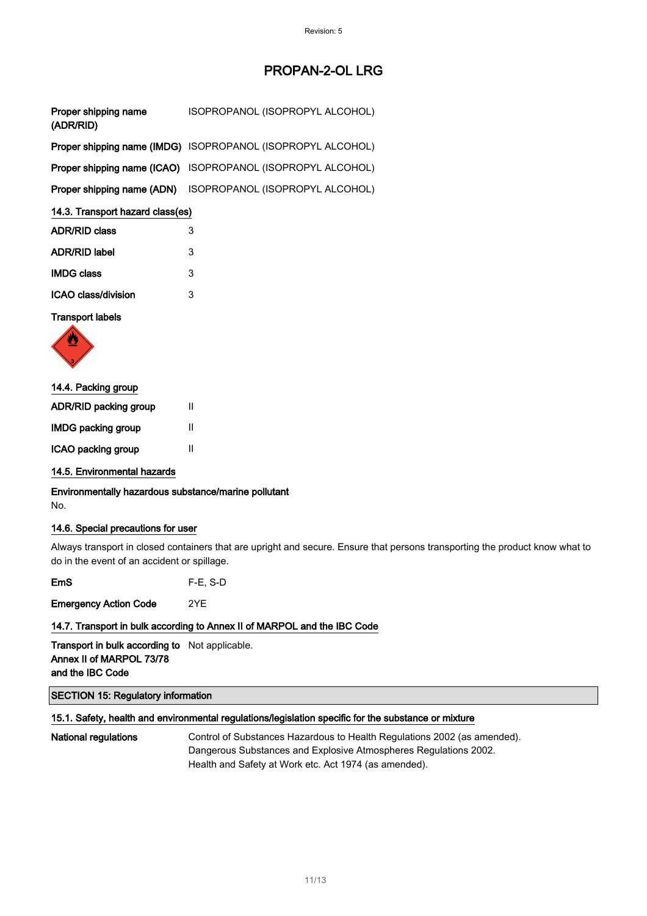| | |
|---|---|
| **Proper shipping name (ADR/RID)** | ISOPROPANOL (ISOPROPYL ALCOHOL) |
| **Proper shipping name (IMDG)** | ISOPROPANOL (ISOPROPYL ALCOHOL) |
| **Proper shipping name (ICAO)** | ISOPROPANOL (ISOPROPYL ALCOHOL) |
| **Proper shipping name (ADN)** | ISOPROPANOL (ISOPROPYL ALCOHOL) |

### 14.3. Transport hazard class(es)

| | |
|---|---|
| **ADR/RID class** | 3 |
| **ADR/RID label** | 3 |
| **IMDG class** | 3 |
| **ICAO class/division** | 3 |

**Transport labels**

### 14.4. Packing group

| | |
|---|---|
| **ADR/RID packing group** | II |
| **IMDG packing group** | II |
| **ICAO packing group** | II |

### 14.5. Environmental hazards

**Environmentally hazardous substance/marine pollutant**
No.

### 14.6. Special precautions for user

Always transport in closed containers that are upright and secure. Ensure that persons transporting the product know what to do in the event of an accident or spillage.

| | |
|---|---|
| **EmS** | F-E, S-D |
| **Emergency Action Code** | 2YE |

### 14.7. Transport in bulk according to Annex II of MARPOL and the IBC Code

| | |
|---|---|
| **Transport in bulk according to Annex II of MARPOL 73/78 and the IBC Code** | Not applicable. |

## SECTION 15: Regulatory information

### 15.1. Safety, health and environmental regulations/legislation specific for the substance or mixture

**National regulations**

Control of Substances Hazardous to Health Regulations 2002 (as amended).
Dangerous Substances and Explosive Atmospheres Regulations 2002.
Health and Safety at Work etc. Act 1974 (as amended).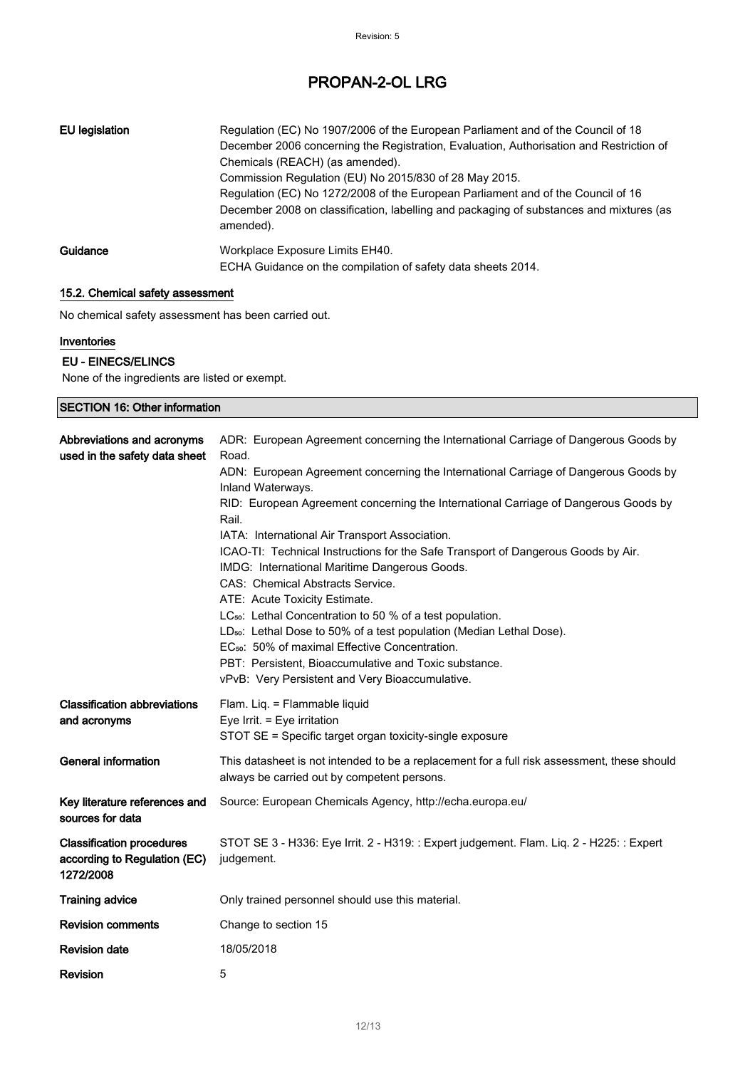| | |
|---|---|
| **EU legislation** | Regulation (EC) No 1907/2006 of the European Parliament and of the Council of 18 December 2006 concerning the Registration, Evaluation, Authorisation and Restriction of Chemicals (REACH) (as amended).<br>Commission Regulation (EU) No 2015/830 of 28 May 2015.<br>Regulation (EC) No 1272/2008 of the European Parliament and of the Council of 16 December 2008 on classification, labelling and packaging of substances and mixtures (as amended). |
| **Guidance** | Workplace Exposure Limits EH40.<br>ECHA Guidance on the compilation of safety data sheets 2014. |

### 15.2. Chemical safety assessment

No chemical safety assessment has been carried out.

### Inventories

**EU - EINECS/ELINCS**

None of the ingredients are listed or exempt.

## SECTION 16: Other information

| | |
|---|---|
| **Abbreviations and acronyms used in the safety data sheet** | ADR: European Agreement concerning the International Carriage of Dangerous Goods by Road.<br>ADN: European Agreement concerning the International Carriage of Dangerous Goods by Inland Waterways.<br>RID: European Agreement concerning the International Carriage of Dangerous Goods by Rail.<br>IATA: International Air Transport Association.<br>ICAO-TI: Technical Instructions for the Safe Transport of Dangerous Goods by Air.<br>IMDG: International Maritime Dangerous Goods.<br>CAS: Chemical Abstracts Service.<br>ATE: Acute Toxicity Estimate.<br>$LC_{50}$: Lethal Concentration to 50 % of a test population.<br>$LD_{50}$: Lethal Dose to 50% of a test population (Median Lethal Dose).<br>$EC_{50}$: 50% of maximal Effective Concentration.<br>PBT: Persistent, Bioaccumulative and Toxic substance.<br>vPvB: Very Persistent and Very Bioaccumulative. |
| **Classification abbreviations and acronyms** | Flam. Liq. = Flammable liquid<br>Eye Irrit. = Eye irritation<br>STOT SE = Specific target organ toxicity-single exposure |
| **General information** | This datasheet is not intended to be a replacement for a full risk assessment, these should always be carried out by competent persons. |
| **Key literature references and sources for data** | Source: European Chemicals Agency, http://echa.europa.eu/ |
| **Classification procedures according to Regulation (EC) 1272/2008** | STOT SE 3 - H336: Eye Irrit. 2 - H319: : Expert judgement. Flam. Liq. 2 - H225: : Expert judgement. |
| **Training advice** | Only trained personnel should use this material. |
| **Revision comments** | Change to section 15 |
| **Revision date** | 18/05/2018 |
| **Revision** | 5 |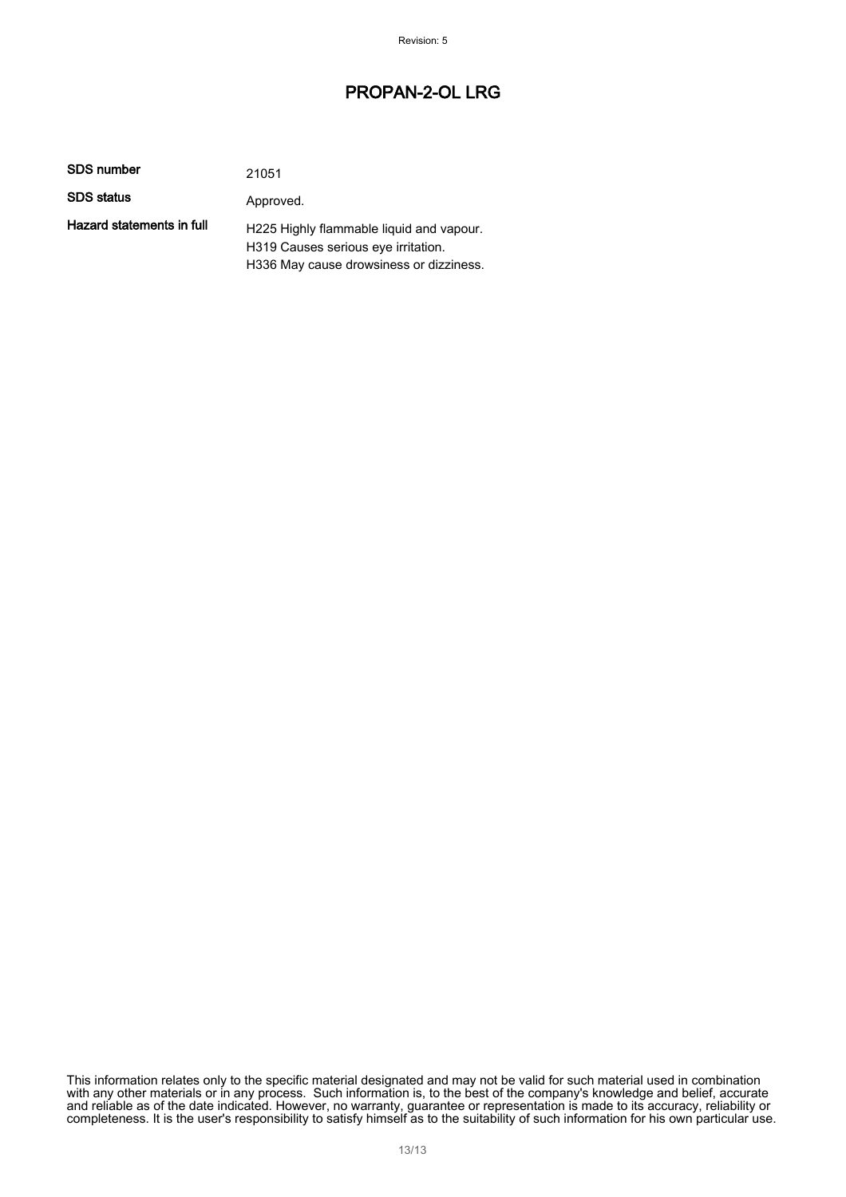# PROPAN-2-OL LRG

| | |
|---|---|
| **SDS number** | 21051 |
| **SDS status** | Approved. |
| **Hazard statements in full** | H225 Highly flammable liquid and vapour.<br>H319 Causes serious eye irritation.<br>H336 May cause drowsiness or dizziness. |

This information relates only to the specific material designated and may not be valid for such material used in combination with any other materials or in any process. Such information is, to the best of the company's knowledge and belief, accurate and reliable as of the date indicated. However, no warranty, guarantee or representation is made to its accuracy, reliability or completeness. It is the user's responsibility to satisfy himself as to the suitability of such information for his own particular use.